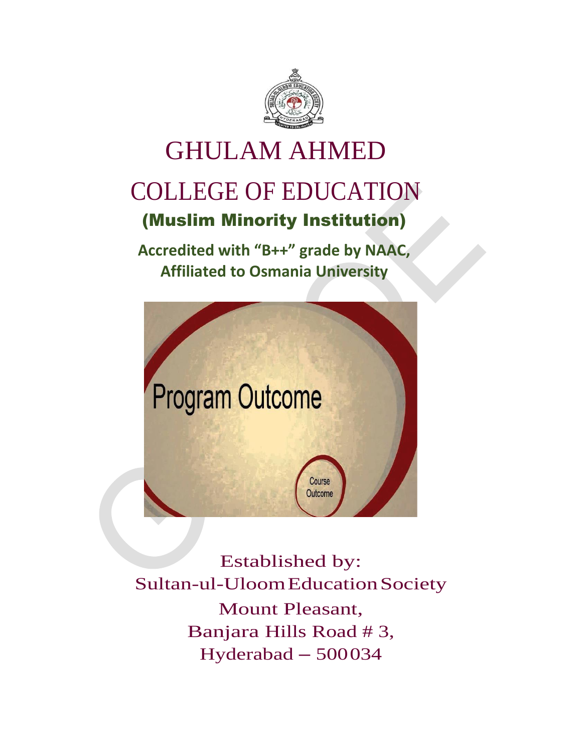# GHULAM AHMED

# COLLEGE OF EDUCATION

## (Muslim Minority Institution)

**Accredited with "B++" grade by NAAC,**
**Affiliated to Osmania University**

Program Outcome

Course Outcome

Established by:
Sultan-ul-Uloom Education Society
Mount Pleasant,
Banjara Hills Road # 3,
Hyderabad – 500034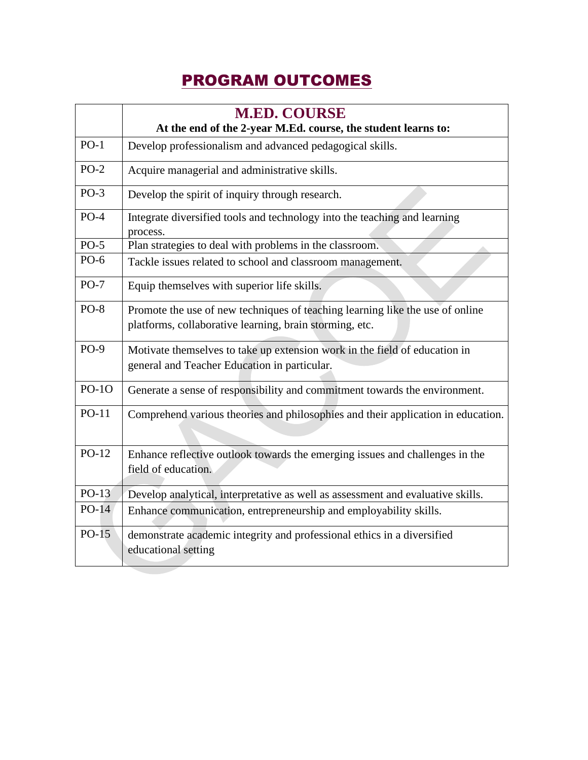# PROGRAM OUTCOMES

| | **M.ED. COURSE**<br>**At the end of the 2-year M.Ed. course, the student learns to:** |
|---|---|
| PO-1 | Develop professionalism and advanced pedagogical skills. |
| PO-2 | Acquire managerial and administrative skills. |
| PO-3 | Develop the spirit of inquiry through research. |
| PO-4 | Integrate diversified tools and technology into the teaching and learning process. |
| PO-5 | Plan strategies to deal with problems in the classroom. |
| PO-6 | Tackle issues related to school and classroom management. |
| PO-7 | Equip themselves with superior life skills. |
| PO-8 | Promote the use of new techniques of teaching learning like the use of online platforms, collaborative learning, brain storming, etc. |
| PO-9 | Motivate themselves to take up extension work in the field of education in general and Teacher Education in particular. |
| PO-1O | Generate a sense of responsibility and commitment towards the environment. |
| PO-11 | Comprehend various theories and philosophies and their application in education. |
| PO-12 | Enhance reflective outlook towards the emerging issues and challenges in the field of education. |
| PO-13 | Develop analytical, interpretative as well as assessment and evaluative skills. |
| PO-14 | Enhance communication, entrepreneurship and employability skills. |
| PO-15 | demonstrate academic integrity and professional ethics in a diversified educational setting |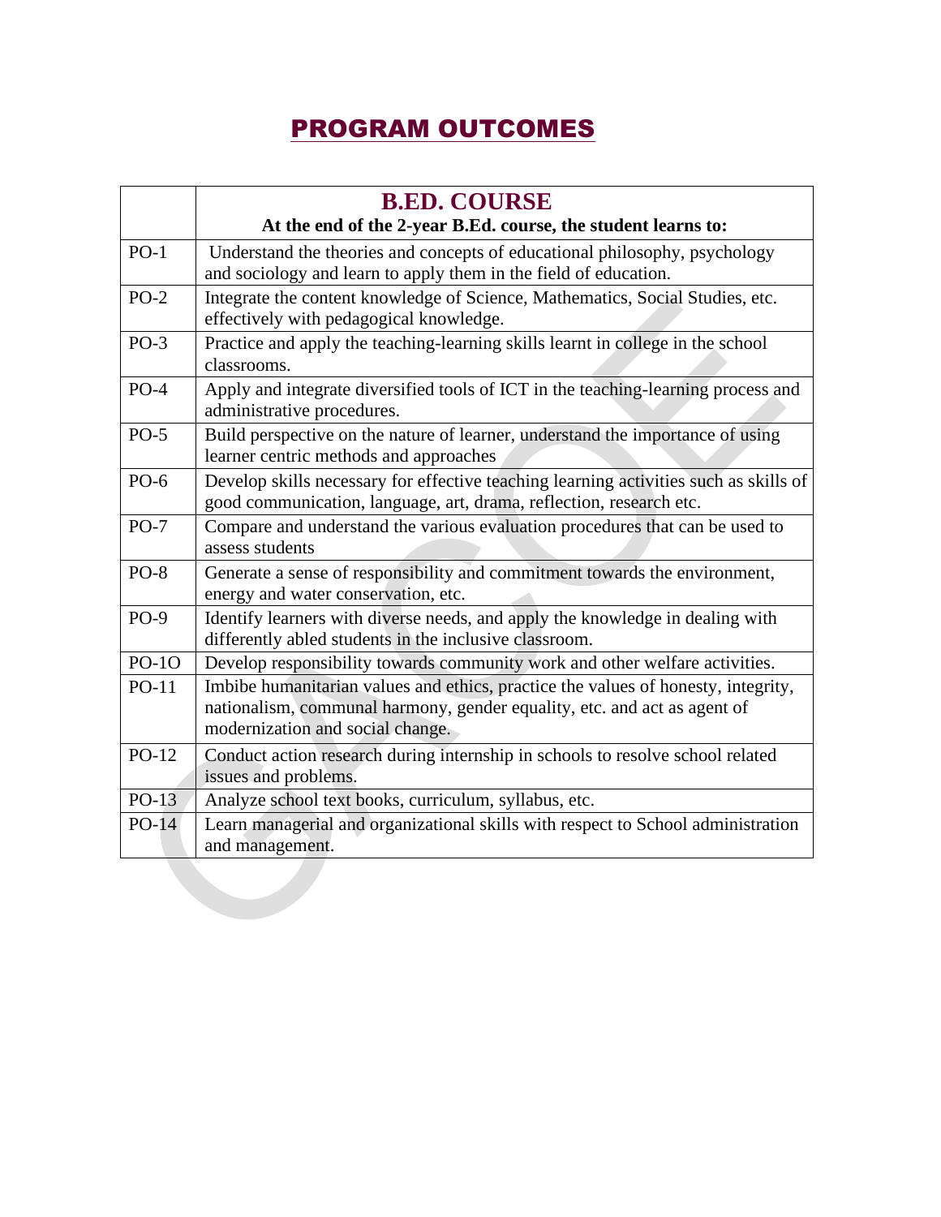# PROGRAM OUTCOMES

| | **B.ED. COURSE**<br>**At the end of the 2-year B.Ed. course, the student learns to:** |
|---|---|
| PO-1 | Understand the theories and concepts of educational philosophy, psychology and sociology and learn to apply them in the field of education. |
| PO-2 | Integrate the content knowledge of Science, Mathematics, Social Studies, etc. effectively with pedagogical knowledge. |
| PO-3 | Practice and apply the teaching-learning skills learnt in college in the school classrooms. |
| PO-4 | Apply and integrate diversified tools of ICT in the teaching-learning process and administrative procedures. |
| PO-5 | Build perspective on the nature of learner, understand the importance of using learner centric methods and approaches |
| PO-6 | Develop skills necessary for effective teaching learning activities such as skills of good communication, language, art, drama, reflection, research etc. |
| PO-7 | Compare and understand the various evaluation procedures that can be used to assess students |
| PO-8 | Generate a sense of responsibility and commitment towards the environment, energy and water conservation, etc. |
| PO-9 | Identify learners with diverse needs, and apply the knowledge in dealing with differently abled students in the inclusive classroom. |
| PO-1O | Develop responsibility towards community work and other welfare activities. |
| PO-11 | Imbibe humanitarian values and ethics, practice the values of honesty, integrity, nationalism, communal harmony, gender equality, etc. and act as agent of modernization and social change. |
| PO-12 | Conduct action research during internship in schools to resolve school related issues and problems. |
| PO-13 | Analyze school text books, curriculum, syllabus, etc. |
| PO-14 | Learn managerial and organizational skills with respect to School administration and management. |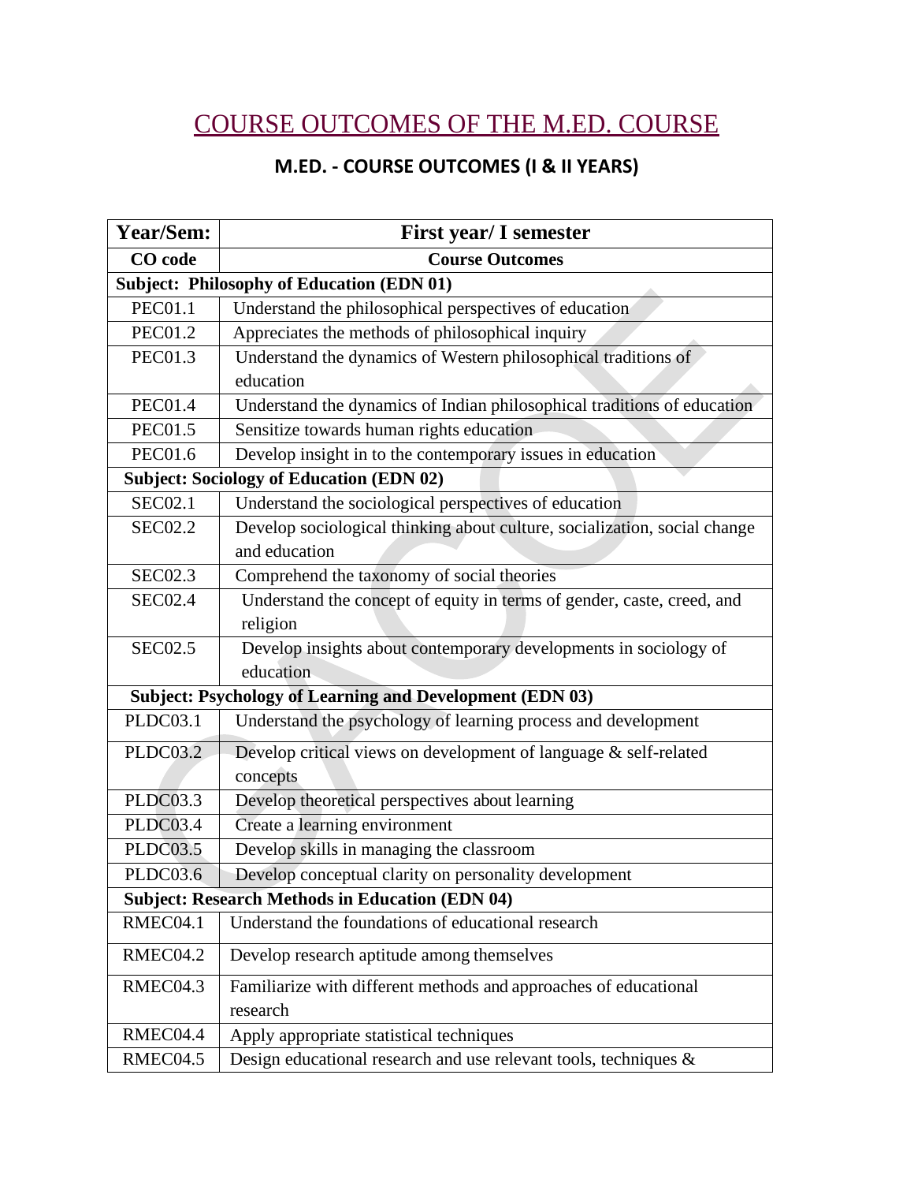# COURSE OUTCOMES OF THE M.ED. COURSE

## M.ED. - COURSE OUTCOMES (I & II YEARS)

| Year/Sem: | First year/ I semester |
|---|---|
| **CO code** | **Course Outcomes** |
| **Subject: Philosophy of Education (EDN 01)** | |
| PEC01.1 | Understand the philosophical perspectives of education |
| PEC01.2 | Appreciates the methods of philosophical inquiry |
| PEC01.3 | Understand the dynamics of Western philosophical traditions of education |
| PEC01.4 | Understand the dynamics of Indian philosophical traditions of education |
| PEC01.5 | Sensitize towards human rights education |
| PEC01.6 | Develop insight in to the contemporary issues in education |
| **Subject: Sociology of Education (EDN 02)** | |
| SEC02.1 | Understand the sociological perspectives of education |
| SEC02.2 | Develop sociological thinking about culture, socialization, social change and education |
| SEC02.3 | Comprehend the taxonomy of social theories |
| SEC02.4 | Understand the concept of equity in terms of gender, caste, creed, and religion |
| SEC02.5 | Develop insights about contemporary developments in sociology of education |
| **Subject: Psychology of Learning and Development (EDN 03)** | |
| PLDC03.1 | Understand the psychology of learning process and development |
| PLDC03.2 | Develop critical views on development of language & self-related concepts |
| PLDC03.3 | Develop theoretical perspectives about learning |
| PLDC03.4 | Create a learning environment |
| PLDC03.5 | Develop skills in managing the classroom |
| PLDC03.6 | Develop conceptual clarity on personality development |
| **Subject: Research Methods in Education (EDN 04)** | |
| RMEC04.1 | Understand the foundations of educational research |
| RMEC04.2 | Develop research aptitude among themselves |
| RMEC04.3 | Familiarize with different methods and approaches of educational research |
| RMEC04.4 | Apply appropriate statistical techniques |
| RMEC04.5 | Design educational research and use relevant tools, techniques & |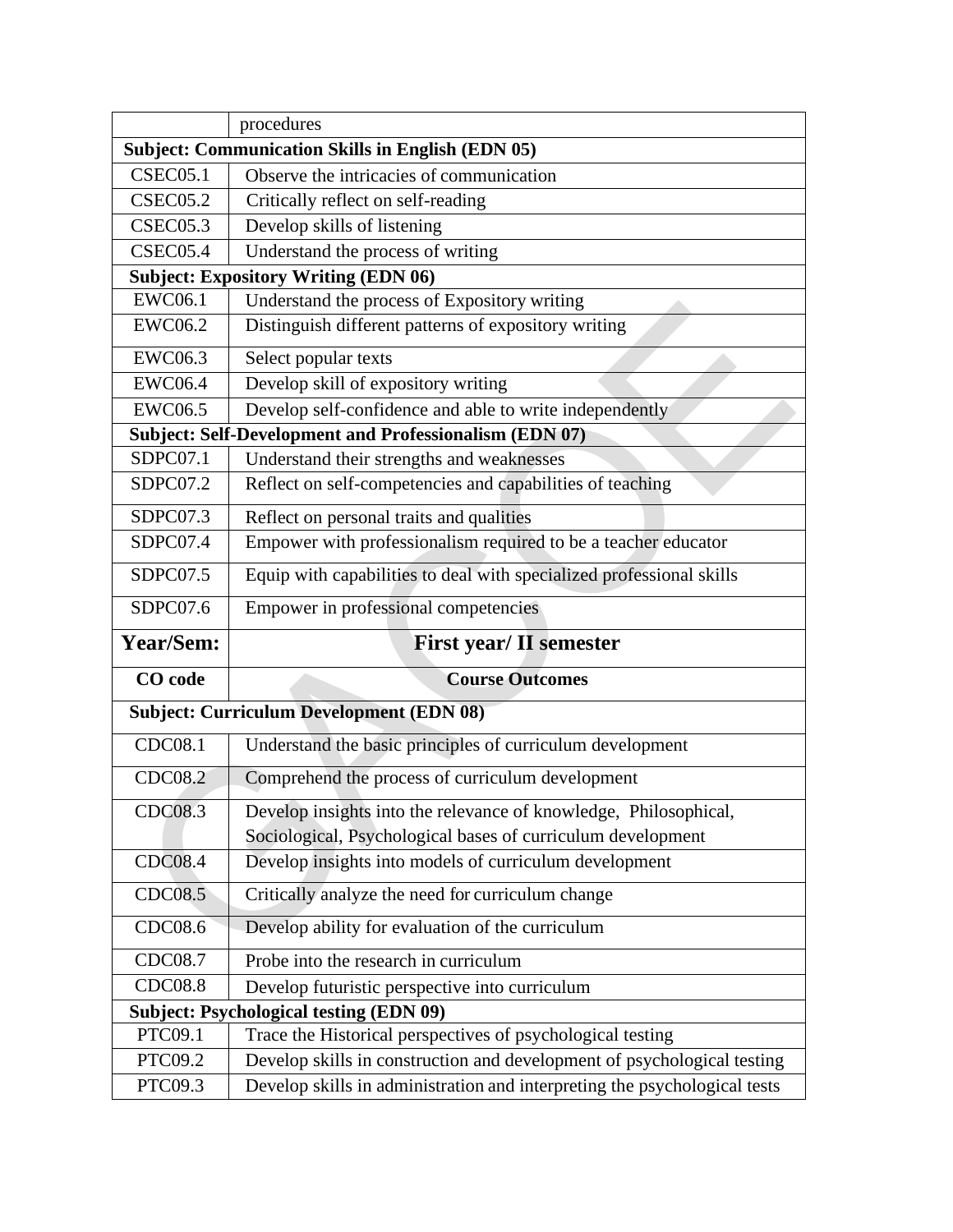| | procedures |
|---|---|
| **Subject: Communication Skills in English (EDN 05)** | |
| CSEC05.1 | Observe the intricacies of communication |
| CSEC05.2 | Critically reflect on self-reading |
| CSEC05.3 | Develop skills of listening |
| CSEC05.4 | Understand the process of writing |
| **Subject: Expository Writing (EDN 06)** | |
| EWC06.1 | Understand the process of Expository writing |
| EWC06.2 | Distinguish different patterns of expository writing |
| EWC06.3 | Select popular texts |
| EWC06.4 | Develop skill of expository writing |
| EWC06.5 | Develop self-confidence and able to write independently |
| **Subject: Self-Development and Professionalism (EDN 07)** | |
| SDPC07.1 | Understand their strengths and weaknesses |
| SDPC07.2 | Reflect on self-competencies and capabilities of teaching |
| SDPC07.3 | Reflect on personal traits and qualities |
| SDPC07.4 | Empower with professionalism required to be a teacher educator |
| SDPC07.5 | Equip with capabilities to deal with specialized professional skills |
| SDPC07.6 | Empower in professional competencies |
| **Year/Sem:** | **First year/ II semester** |
| **CO code** | **Course Outcomes** |
| **Subject: Curriculum Development (EDN 08)** | |
| CDC08.1 | Understand the basic principles of curriculum development |
| CDC08.2 | Comprehend the process of curriculum development |
| CDC08.3 | Develop insights into the relevance of knowledge, Philosophical, Sociological, Psychological bases of curriculum development |
| CDC08.4 | Develop insights into models of curriculum development |
| CDC08.5 | Critically analyze the need for curriculum change |
| CDC08.6 | Develop ability for evaluation of the curriculum |
| CDC08.7 | Probe into the research in curriculum |
| CDC08.8 | Develop futuristic perspective into curriculum |
| **Subject: Psychological testing (EDN 09)** | |
| PTC09.1 | Trace the Historical perspectives of psychological testing |
| PTC09.2 | Develop skills in construction and development of psychological testing |
| PTC09.3 | Develop skills in administration and interpreting the psychological tests |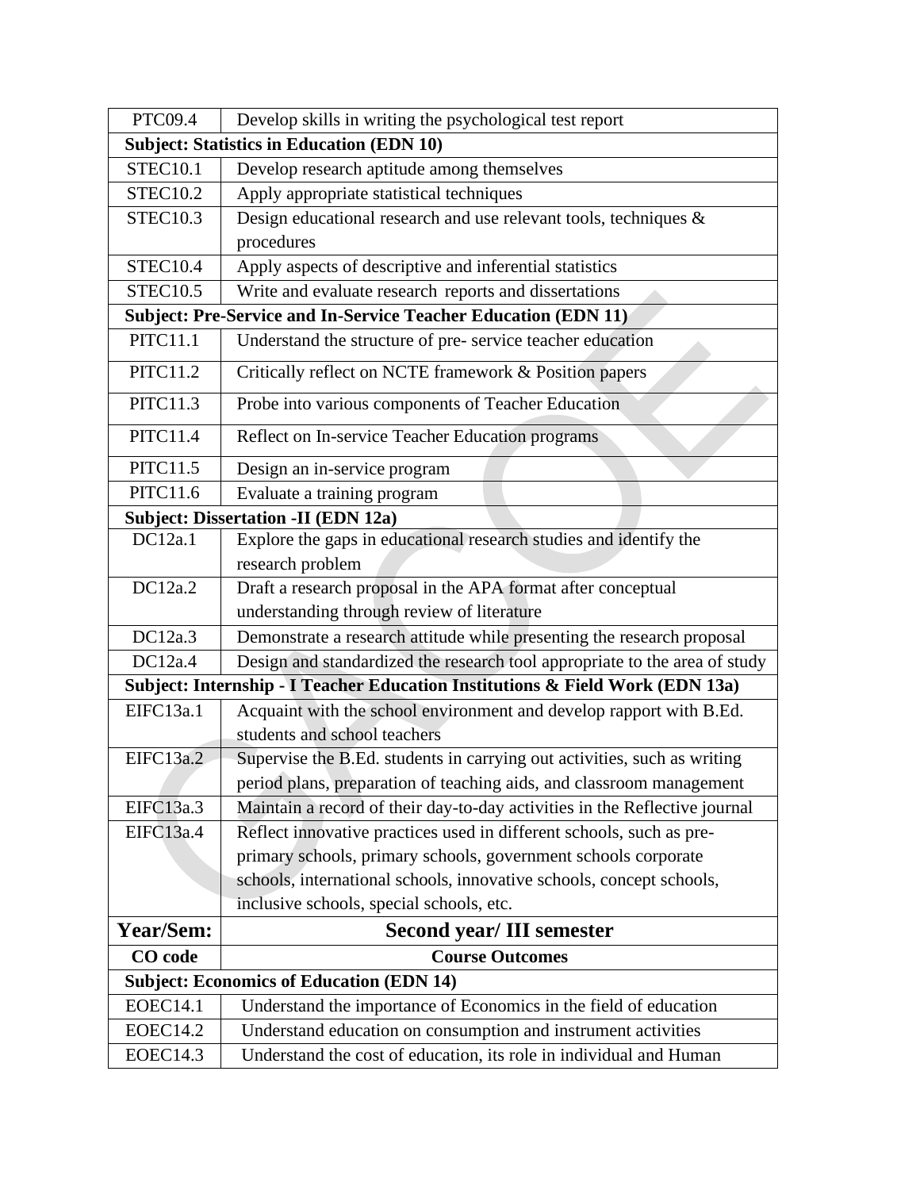| PTC09.4 | Develop skills in writing the psychological test report |
|---|---|
| **Subject: Statistics in Education (EDN 10)** | |
| STEC10.1 | Develop research aptitude among themselves |
| STEC10.2 | Apply appropriate statistical techniques |
| STEC10.3 | Design educational research and use relevant tools, techniques & procedures |
| STEC10.4 | Apply aspects of descriptive and inferential statistics |
| STEC10.5 | Write and evaluate research reports and dissertations |
| **Subject: Pre-Service and In-Service Teacher Education (EDN 11)** | |
| PITC11.1 | Understand the structure of pre- service teacher education |
| PITC11.2 | Critically reflect on NCTE framework & Position papers |
| PITC11.3 | Probe into various components of Teacher Education |
| PITC11.4 | Reflect on In-service Teacher Education programs |
| PITC11.5 | Design an in-service program |
| PITC11.6 | Evaluate a training program |
| **Subject: Dissertation -II (EDN 12a)** | |
| DC12a.1 | Explore the gaps in educational research studies and identify the research problem |
| DC12a.2 | Draft a research proposal in the APA format after conceptual understanding through review of literature |
| DC12a.3 | Demonstrate a research attitude while presenting the research proposal |
| DC12a.4 | Design and standardized the research tool appropriate to the area of study |
| **Subject: Internship - I Teacher Education Institutions & Field Work (EDN 13a)** | |
| EIFC13a.1 | Acquaint with the school environment and develop rapport with B.Ed. students and school teachers |
| EIFC13a.2 | Supervise the B.Ed. students in carrying out activities, such as writing period plans, preparation of teaching aids, and classroom management |
| EIFC13a.3 | Maintain a record of their day-to-day activities in the Reflective journal |
| EIFC13a.4 | Reflect innovative practices used in different schools, such as pre-primary schools, primary schools, government schools corporate schools, international schools, innovative schools, concept schools, inclusive schools, special schools, etc. |
| **Year/Sem:** | **Second year/ III semester** |
| **CO code** | **Course Outcomes** |
| **Subject: Economics of Education (EDN 14)** | |
| EOEC14.1 | Understand the importance of Economics in the field of education |
| EOEC14.2 | Understand education on consumption and instrument activities |
| EOEC14.3 | Understand the cost of education, its role in individual and Human |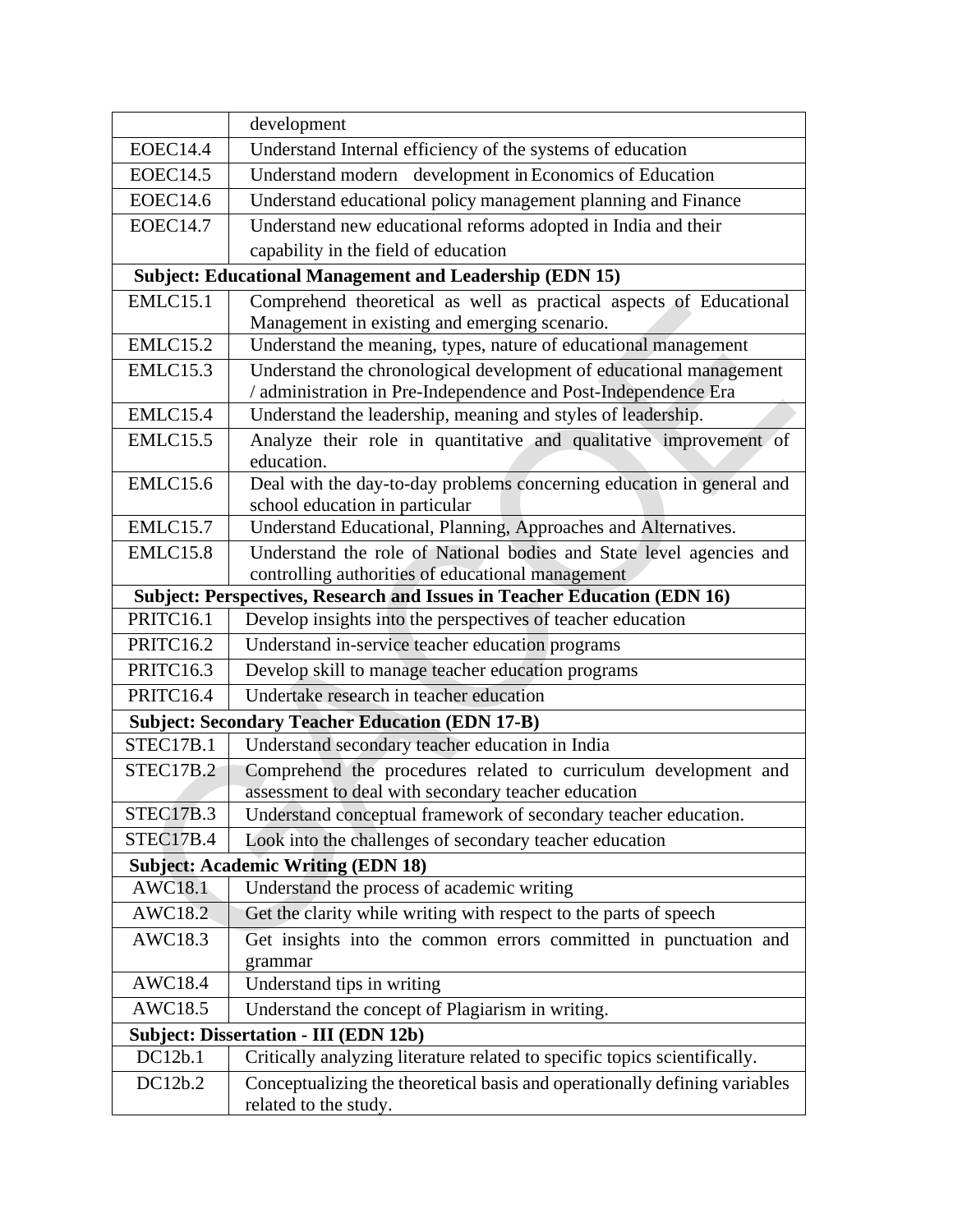| | development |
|---|---|
| EOEC14.4 | Understand Internal efficiency of the systems of education |
| EOEC14.5 | Understand modern development in Economics of Education |
| EOEC14.6 | Understand educational policy management planning and Finance |
| EOEC14.7 | Understand new educational reforms adopted in India and their capability in the field of education |
| **Subject: Educational Management and Leadership (EDN 15)** | |
| EMLC15.1 | Comprehend theoretical as well as practical aspects of Educational Management in existing and emerging scenario. |
| EMLC15.2 | Understand the meaning, types, nature of educational management |
| EMLC15.3 | Understand the chronological development of educational management / administration in Pre-Independence and Post-Independence Era |
| EMLC15.4 | Understand the leadership, meaning and styles of leadership. |
| EMLC15.5 | Analyze their role in quantitative and qualitative improvement of education. |
| EMLC15.6 | Deal with the day-to-day problems concerning education in general and school education in particular |
| EMLC15.7 | Understand Educational, Planning, Approaches and Alternatives. |
| EMLC15.8 | Understand the role of National bodies and State level agencies and controlling authorities of educational management |
| **Subject: Perspectives, Research and Issues in Teacher Education (EDN 16)** | |
| PRITC16.1 | Develop insights into the perspectives of teacher education |
| PRITC16.2 | Understand in-service teacher education programs |
| PRITC16.3 | Develop skill to manage teacher education programs |
| PRITC16.4 | Undertake research in teacher education |
| **Subject: Secondary Teacher Education (EDN 17-B)** | |
| STEC17B.1 | Understand secondary teacher education in India |
| STEC17B.2 | Comprehend the procedures related to curriculum development and assessment to deal with secondary teacher education |
| STEC17B.3 | Understand conceptual framework of secondary teacher education. |
| STEC17B.4 | Look into the challenges of secondary teacher education |
| **Subject: Academic Writing (EDN 18)** | |
| AWC18.1 | Understand the process of academic writing |
| AWC18.2 | Get the clarity while writing with respect to the parts of speech |
| AWC18.3 | Get insights into the common errors committed in punctuation and grammar |
| AWC18.4 | Understand tips in writing |
| AWC18.5 | Understand the concept of Plagiarism in writing. |
| **Subject: Dissertation - III (EDN 12b)** | |
| DC12b.1 | Critically analyzing literature related to specific topics scientifically. |
| DC12b.2 | Conceptualizing the theoretical basis and operationally defining variables related to the study. |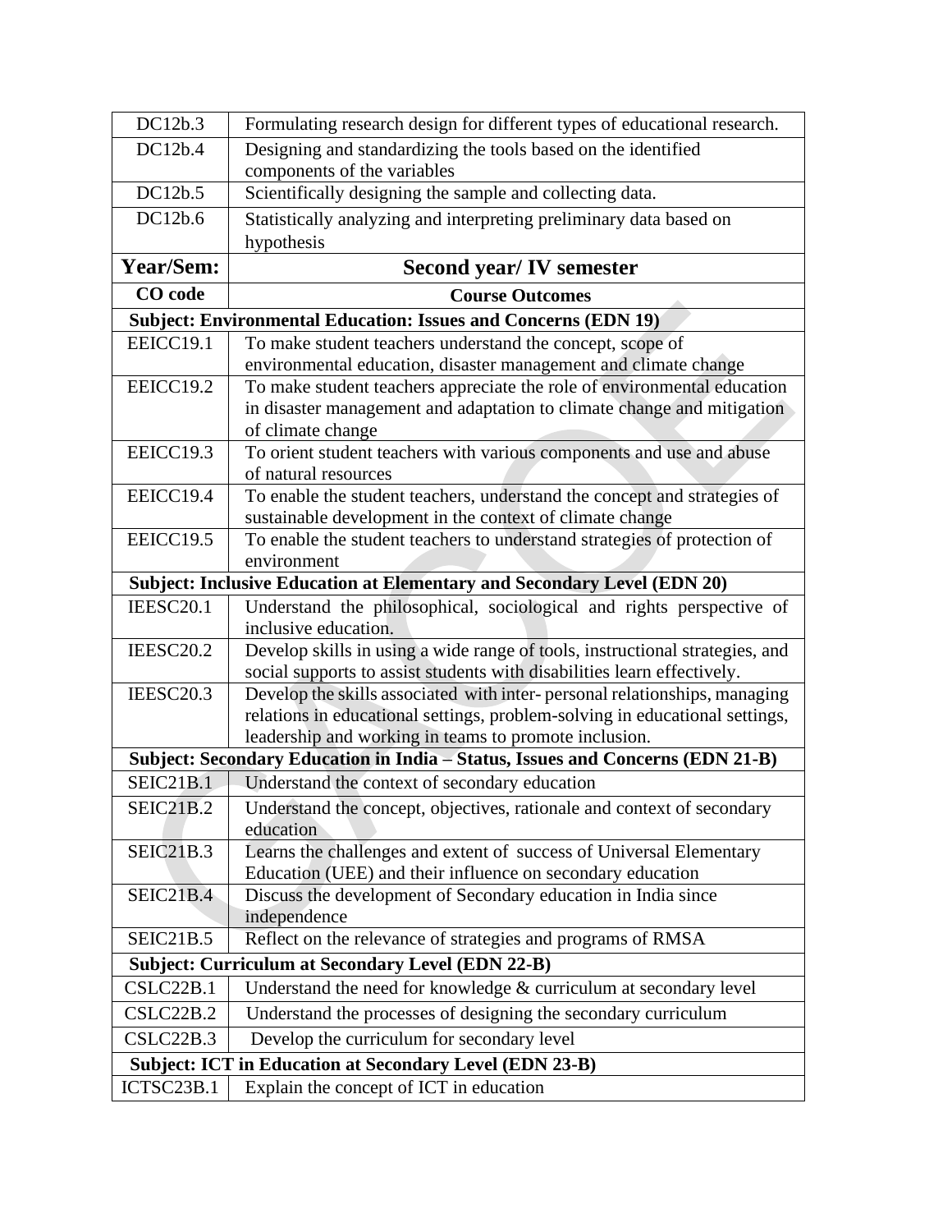| DC12b.3 | Formulating research design for different types of educational research. |
|---|---|
| DC12b.4 | Designing and standardizing the tools based on the identified components of the variables |
| DC12b.5 | Scientifically designing the sample and collecting data. |
| DC12b.6 | Statistically analyzing and interpreting preliminary data based on hypothesis |
| **Year/Sem:** | **Second year/ IV semester** |
| **CO code** | **Course Outcomes** |
| **Subject: Environmental Education: Issues and Concerns (EDN 19)** | |
| EEICC19.1 | To make student teachers understand the concept, scope of environmental education, disaster management and climate change |
| EEICC19.2 | To make student teachers appreciate the role of environmental education in disaster management and adaptation to climate change and mitigation of climate change |
| EEICC19.3 | To orient student teachers with various components and use and abuse of natural resources |
| EEICC19.4 | To enable the student teachers, understand the concept and strategies of sustainable development in the context of climate change |
| EEICC19.5 | To enable the student teachers to understand strategies of protection of environment |
| **Subject: Inclusive Education at Elementary and Secondary Level (EDN 20)** | |
| IEESC20.1 | Understand the philosophical, sociological and rights perspective of inclusive education. |
| IEESC20.2 | Develop skills in using a wide range of tools, instructional strategies, and social supports to assist students with disabilities learn effectively. |
| IEESC20.3 | Develop the skills associated with inter- personal relationships, managing relations in educational settings, problem-solving in educational settings, leadership and working in teams to promote inclusion. |
| **Subject: Secondary Education in India – Status, Issues and Concerns (EDN 21-B)** | |
| SEIC21B.1 | Understand the context of secondary education |
| SEIC21B.2 | Understand the concept, objectives, rationale and context of secondary education |
| SEIC21B.3 | Learns the challenges and extent of success of Universal Elementary Education (UEE) and their influence on secondary education |
| SEIC21B.4 | Discuss the development of Secondary education in India since independence |
| SEIC21B.5 | Reflect on the relevance of strategies and programs of RMSA |
| **Subject: Curriculum at Secondary Level (EDN 22-B)** | |
| CSLC22B.1 | Understand the need for knowledge & curriculum at secondary level |
| CSLC22B.2 | Understand the processes of designing the secondary curriculum |
| CSLC22B.3 | Develop the curriculum for secondary level |
| **Subject: ICT in Education at Secondary Level (EDN 23-B)** | |
| ICTSC23B.1 | Explain the concept of ICT in education |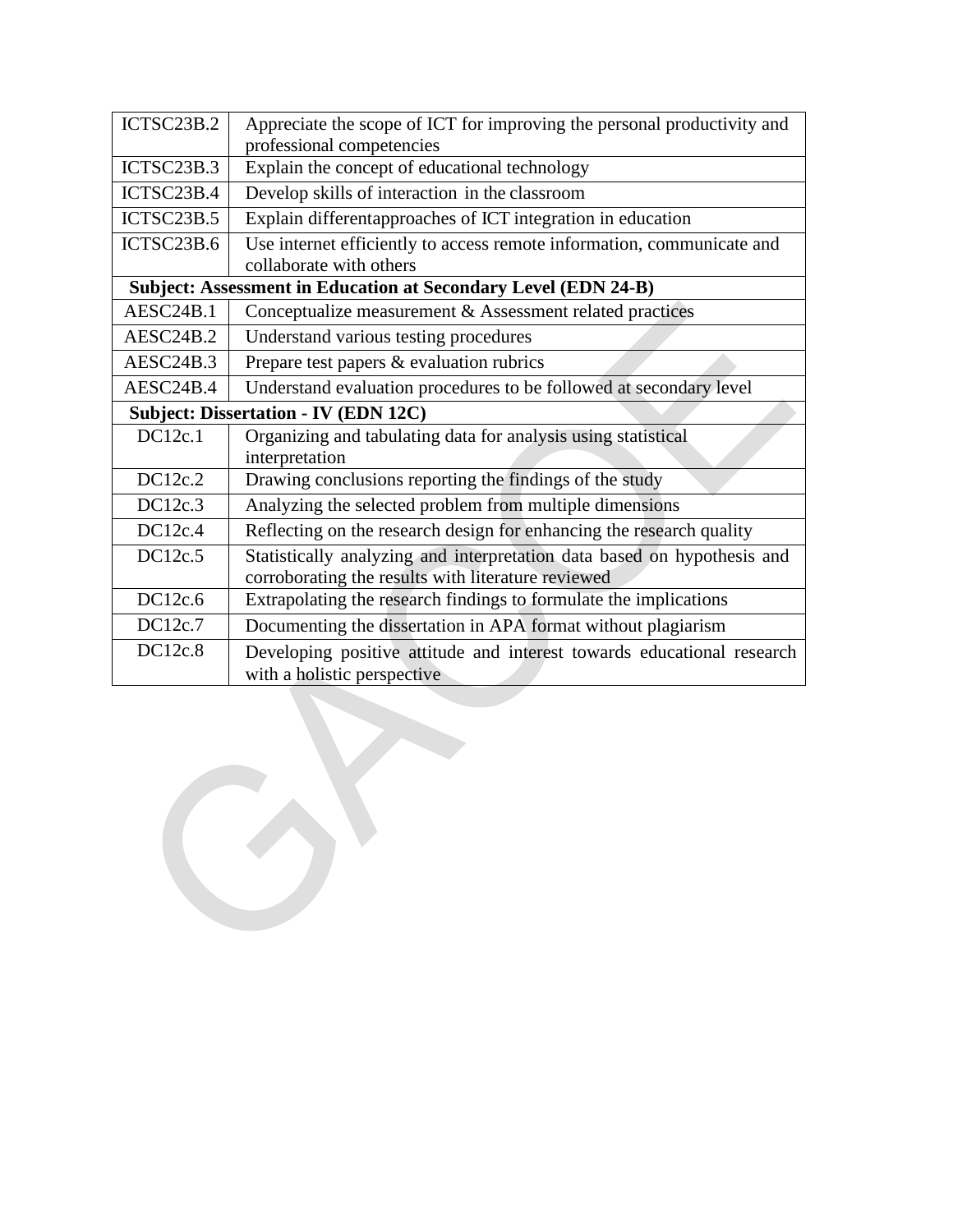| | |
|---|---|
| ICTSC23B.2 | Appreciate the scope of ICT for improving the personal productivity and professional competencies |
| ICTSC23B.3 | Explain the concept of educational technology |
| ICTSC23B.4 | Develop skills of interaction in the classroom |
| ICTSC23B.5 | Explain differentapproaches of ICT integration in education |
| ICTSC23B.6 | Use internet efficiently to access remote information, communicate and collaborate with others |
| **Subject: Assessment in Education at Secondary Level (EDN 24-B)** | |
| AESC24B.1 | Conceptualize measurement & Assessment related practices |
| AESC24B.2 | Understand various testing procedures |
| AESC24B.3 | Prepare test papers & evaluation rubrics |
| AESC24B.4 | Understand evaluation procedures to be followed at secondary level |
| **Subject: Dissertation - IV (EDN 12C)** | |
| DC12c.1 | Organizing and tabulating data for analysis using statistical interpretation |
| DC12c.2 | Drawing conclusions reporting the findings of the study |
| DC12c.3 | Analyzing the selected problem from multiple dimensions |
| DC12c.4 | Reflecting on the research design for enhancing the research quality |
| DC12c.5 | Statistically analyzing and interpretation data based on hypothesis and corroborating the results with literature reviewed |
| DC12c.6 | Extrapolating the research findings to formulate the implications |
| DC12c.7 | Documenting the dissertation in APA format without plagiarism |
| DC12c.8 | Developing positive attitude and interest towards educational research with a holistic perspective |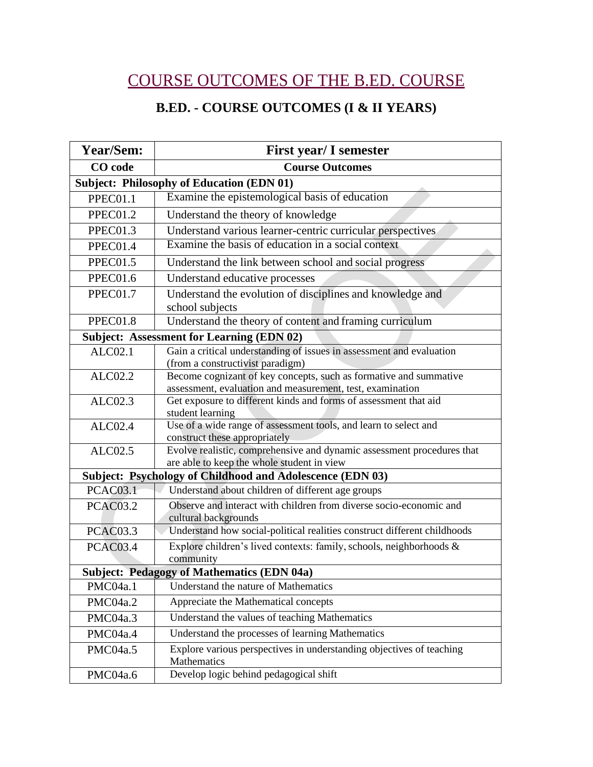# COURSE OUTCOMES OF THE B.ED. COURSE

## B.ED. - COURSE OUTCOMES (I & II YEARS)

| Year/Sem: | First year/ I semester |
|---|---|
| **CO code** | **Course Outcomes** |
| **Subject: Philosophy of Education (EDN 01)** | |
| PPEC01.1 | Examine the epistemological basis of education |
| PPEC01.2 | Understand the theory of knowledge |
| PPEC01.3 | Understand various learner-centric curricular perspectives |
| PPEC01.4 | Examine the basis of education in a social context |
| PPEC01.5 | Understand the link between school and social progress |
| PPEC01.6 | Understand educative processes |
| PPEC01.7 | Understand the evolution of disciplines and knowledge and school subjects |
| PPEC01.8 | Understand the theory of content and framing curriculum |
| **Subject: Assessment for Learning (EDN 02)** | |
| ALC02.1 | Gain a critical understanding of issues in assessment and evaluation (from a constructivist paradigm) |
| ALC02.2 | Become cognizant of key concepts, such as formative and summative assessment, evaluation and measurement, test, examination |
| ALC02.3 | Get exposure to different kinds and forms of assessment that aid student learning |
| ALC02.4 | Use of a wide range of assessment tools, and learn to select and construct these appropriately |
| ALC02.5 | Evolve realistic, comprehensive and dynamic assessment procedures that are able to keep the whole student in view |
| **Subject: Psychology of Childhood and Adolescence (EDN 03)** | |
| PCAC03.1 | Understand about children of different age groups |
| PCAC03.2 | Observe and interact with children from diverse socio-economic and cultural backgrounds |
| PCAC03.3 | Understand how social-political realities construct different childhoods |
| PCAC03.4 | Explore children's lived contexts: family, schools, neighborhoods & community |
| **Subject: Pedagogy of Mathematics (EDN 04a)** | |
| PMC04a.1 | Understand the nature of Mathematics |
| PMC04a.2 | Appreciate the Mathematical concepts |
| PMC04a.3 | Understand the values of teaching Mathematics |
| PMC04a.4 | Understand the processes of learning Mathematics |
| PMC04a.5 | Explore various perspectives in understanding objectives of teaching Mathematics |
| PMC04a.6 | Develop logic behind pedagogical shift |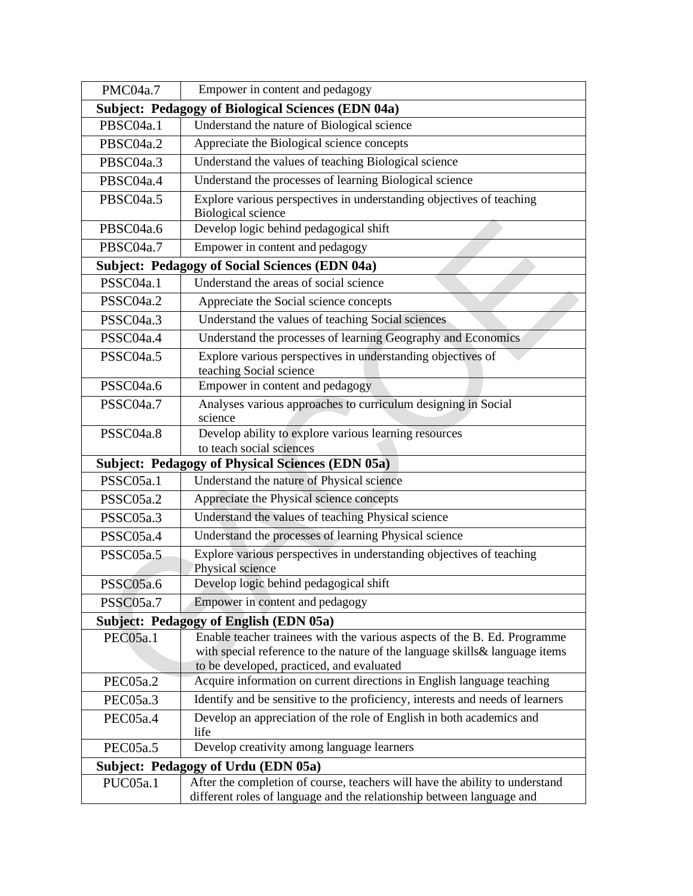| | |
|---|---|
| PMC04a.7 | Empower in content and pedagogy |
| **Subject: Pedagogy of Biological Sciences (EDN 04a)** | |
| PBSC04a.1 | Understand the nature of Biological science |
| PBSC04a.2 | Appreciate the Biological science concepts |
| PBSC04a.3 | Understand the values of teaching Biological science |
| PBSC04a.4 | Understand the processes of learning Biological science |
| PBSC04a.5 | Explore various perspectives in understanding objectives of teaching Biological science |
| PBSC04a.6 | Develop logic behind pedagogical shift |
| PBSC04a.7 | Empower in content and pedagogy |
| **Subject: Pedagogy of Social Sciences (EDN 04a)** | |
| PSSC04a.1 | Understand the areas of social science |
| PSSC04a.2 | Appreciate the Social science concepts |
| PSSC04a.3 | Understand the values of teaching Social sciences |
| PSSC04a.4 | Understand the processes of learning Geography and Economics |
| PSSC04a.5 | Explore various perspectives in understanding objectives of teaching Social science |
| PSSC04a.6 | Empower in content and pedagogy |
| PSSC04a.7 | Analyses various approaches to curriculum designing in Social science |
| PSSC04a.8 | Develop ability to explore various learning resources to teach social sciences |
| **Subject: Pedagogy of Physical Sciences (EDN 05a)** | |
| PSSC05a.1 | Understand the nature of Physical science |
| PSSC05a.2 | Appreciate the Physical science concepts |
| PSSC05a.3 | Understand the values of teaching Physical science |
| PSSC05a.4 | Understand the processes of learning Physical science |
| PSSC05a.5 | Explore various perspectives in understanding objectives of teaching Physical science |
| PSSC05a.6 | Develop logic behind pedagogical shift |
| PSSC05a.7 | Empower in content and pedagogy |
| **Subject: Pedagogy of English (EDN 05a)** | |
| PEC05a.1 | Enable teacher trainees with the various aspects of the B. Ed. Programme with special reference to the nature of the language skills& language items to be developed, practiced, and evaluated |
| PEC05a.2 | Acquire information on current directions in English language teaching |
| PEC05a.3 | Identify and be sensitive to the proficiency, interests and needs of learners |
| PEC05a.4 | Develop an appreciation of the role of English in both academics and life |
| PEC05a.5 | Develop creativity among language learners |
| **Subject: Pedagogy of Urdu (EDN 05a)** | |
| PUC05a.1 | After the completion of course, teachers will have the ability to understand different roles of language and the relationship between language and |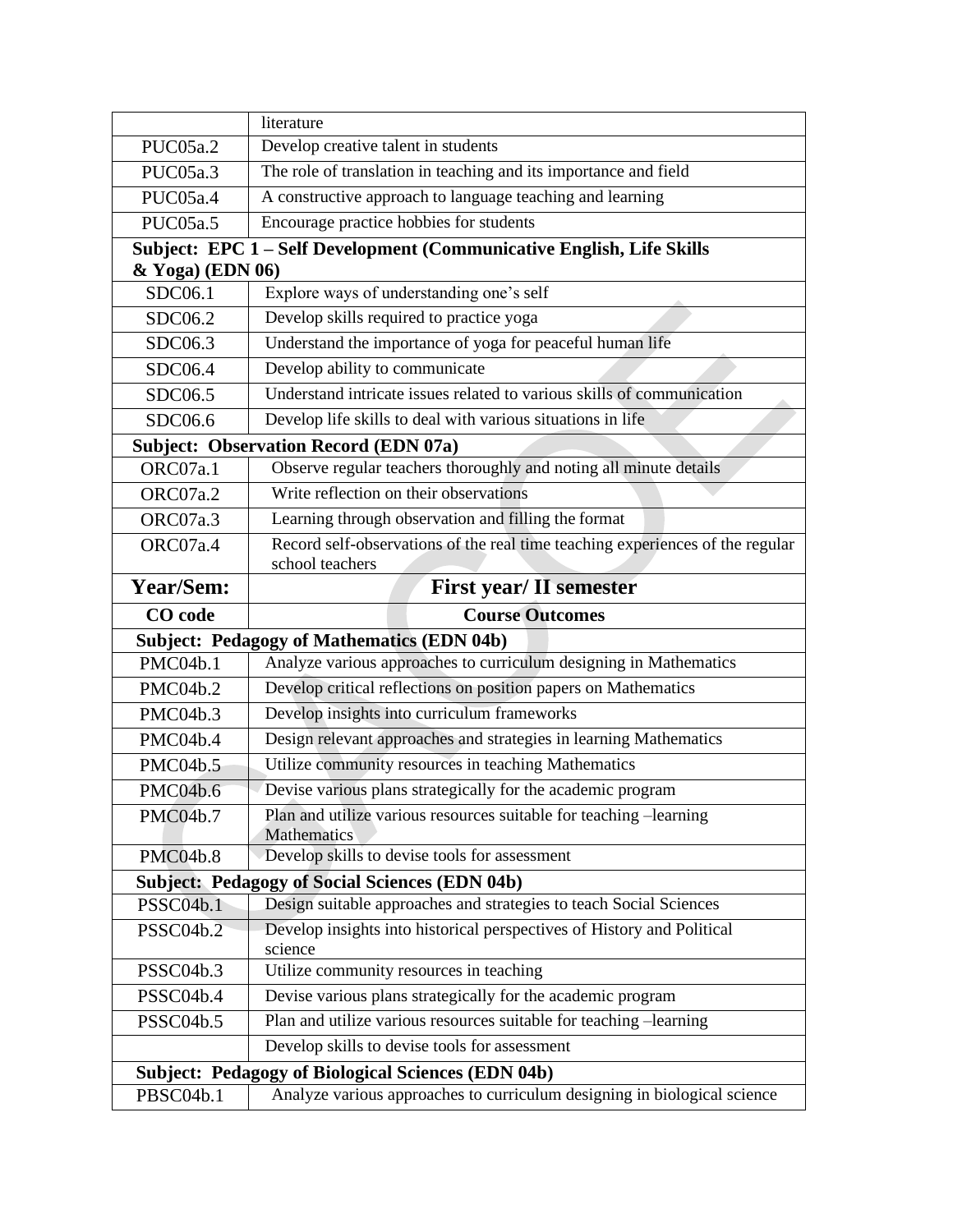| | |
|---|---|
| | literature |
| PUC05a.2 | Develop creative talent in students |
| PUC05a.3 | The role of translation in teaching and its importance and field |
| PUC05a.4 | A constructive approach to language teaching and learning |
| PUC05a.5 | Encourage practice hobbies for students |
| **Subject: EPC 1 – Self Development (Communicative English, Life Skills & Yoga) (EDN 06)** | |
| SDC06.1 | Explore ways of understanding one's self |
| SDC06.2 | Develop skills required to practice yoga |
| SDC06.3 | Understand the importance of yoga for peaceful human life |
| SDC06.4 | Develop ability to communicate |
| SDC06.5 | Understand intricate issues related to various skills of communication |
| SDC06.6 | Develop life skills to deal with various situations in life |
| **Subject: Observation Record (EDN 07a)** | |
| ORC07a.1 | Observe regular teachers thoroughly and noting all minute details |
| ORC07a.2 | Write reflection on their observations |
| ORC07a.3 | Learning through observation and filling the format |
| ORC07a.4 | Record self-observations of the real time teaching experiences of the regular school teachers |
| **Year/Sem:** | **First year/ II semester** |
| **CO code** | **Course Outcomes** |
| **Subject: Pedagogy of Mathematics (EDN 04b)** | |
| PMC04b.1 | Analyze various approaches to curriculum designing in Mathematics |
| PMC04b.2 | Develop critical reflections on position papers on Mathematics |
| PMC04b.3 | Develop insights into curriculum frameworks |
| PMC04b.4 | Design relevant approaches and strategies in learning Mathematics |
| PMC04b.5 | Utilize community resources in teaching Mathematics |
| PMC04b.6 | Devise various plans strategically for the academic program |
| PMC04b.7 | Plan and utilize various resources suitable for teaching –learning Mathematics |
| PMC04b.8 | Develop skills to devise tools for assessment |
| **Subject: Pedagogy of Social Sciences (EDN 04b)** | |
| PSSC04b.1 | Design suitable approaches and strategies to teach Social Sciences |
| PSSC04b.2 | Develop insights into historical perspectives of History and Political science |
| PSSC04b.3 | Utilize community resources in teaching |
| PSSC04b.4 | Devise various plans strategically for the academic program |
| PSSC04b.5 | Plan and utilize various resources suitable for teaching –learning |
| | Develop skills to devise tools for assessment |
| **Subject: Pedagogy of Biological Sciences (EDN 04b)** | |
| PBSC04b.1 | Analyze various approaches to curriculum designing in biological science |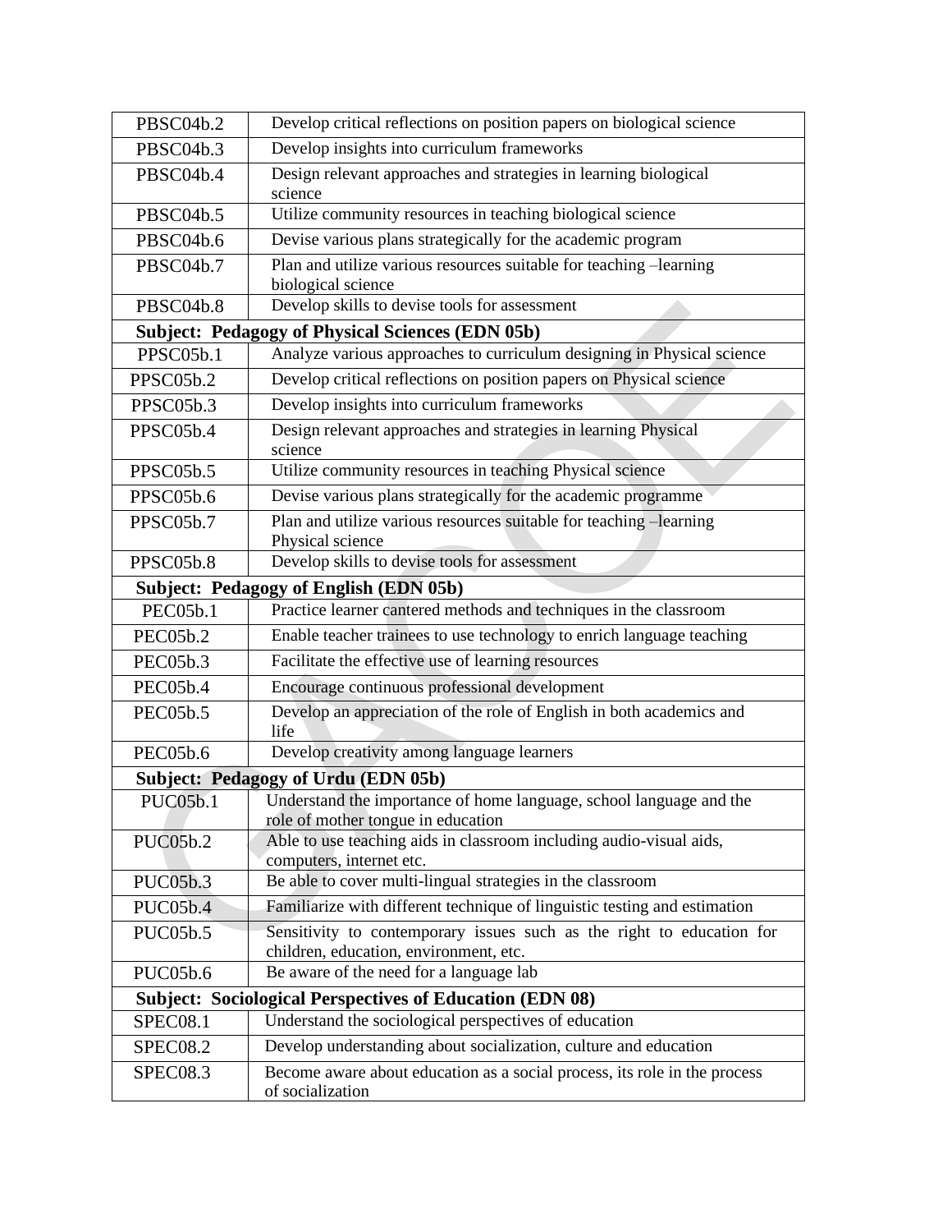| | |
|---|---|
| PBSC04b.2 | Develop critical reflections on position papers on biological science |
| PBSC04b.3 | Develop insights into curriculum frameworks |
| PBSC04b.4 | Design relevant approaches and strategies in learning biological science |
| PBSC04b.5 | Utilize community resources in teaching biological science |
| PBSC04b.6 | Devise various plans strategically for the academic program |
| PBSC04b.7 | Plan and utilize various resources suitable for teaching –learning biological science |
| PBSC04b.8 | Develop skills to devise tools for assessment |
| **Subject: Pedagogy of Physical Sciences (EDN 05b)** | |
| PPSC05b.1 | Analyze various approaches to curriculum designing in Physical science |
| PPSC05b.2 | Develop critical reflections on position papers on Physical science |
| PPSC05b.3 | Develop insights into curriculum frameworks |
| PPSC05b.4 | Design relevant approaches and strategies in learning Physical science |
| PPSC05b.5 | Utilize community resources in teaching Physical science |
| PPSC05b.6 | Devise various plans strategically for the academic programme |
| PPSC05b.7 | Plan and utilize various resources suitable for teaching –learning Physical science |
| PPSC05b.8 | Develop skills to devise tools for assessment |
| **Subject: Pedagogy of English (EDN 05b)** | |
| PEC05b.1 | Practice learner cantered methods and techniques in the classroom |
| PEC05b.2 | Enable teacher trainees to use technology to enrich language teaching |
| PEC05b.3 | Facilitate the effective use of learning resources |
| PEC05b.4 | Encourage continuous professional development |
| PEC05b.5 | Develop an appreciation of the role of English in both academics and life |
| PEC05b.6 | Develop creativity among language learners |
| **Subject: Pedagogy of Urdu (EDN 05b)** | |
| PUC05b.1 | Understand the importance of home language, school language and the role of mother tongue in education |
| PUC05b.2 | Able to use teaching aids in classroom including audio-visual aids, computers, internet etc. |
| PUC05b.3 | Be able to cover multi-lingual strategies in the classroom |
| PUC05b.4 | Familiarize with different technique of linguistic testing and estimation |
| PUC05b.5 | Sensitivity to contemporary issues such as the right to education for children, education, environment, etc. |
| PUC05b.6 | Be aware of the need for a language lab |
| **Subject: Sociological Perspectives of Education (EDN 08)** | |
| SPEC08.1 | Understand the sociological perspectives of education |
| SPEC08.2 | Develop understanding about socialization, culture and education |
| SPEC08.3 | Become aware about education as a social process, its role in the process of socialization |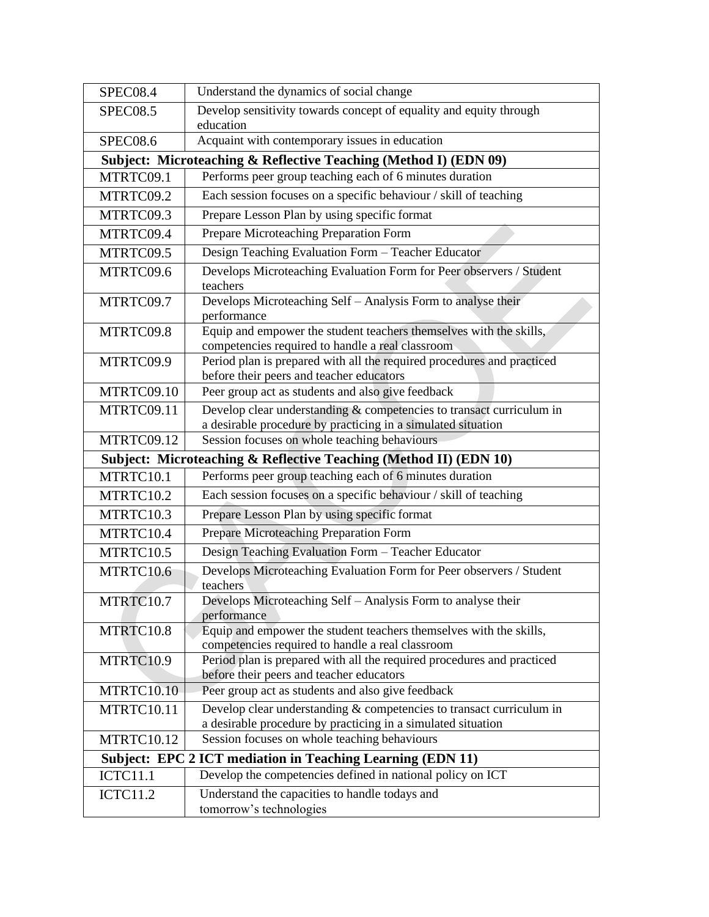| | |
|---|---|
| SPEC08.4 | Understand the dynamics of social change |
| SPEC08.5 | Develop sensitivity towards concept of equality and equity through education |
| SPEC08.6 | Acquaint with contemporary issues in education |
| **Subject: Microteaching & Reflective Teaching (Method I) (EDN 09)** | |
| MTRTC09.1 | Performs peer group teaching each of 6 minutes duration |
| MTRTC09.2 | Each session focuses on a specific behaviour / skill of teaching |
| MTRTC09.3 | Prepare Lesson Plan by using specific format |
| MTRTC09.4 | Prepare Microteaching Preparation Form |
| MTRTC09.5 | Design Teaching Evaluation Form – Teacher Educator |
| MTRTC09.6 | Develops Microteaching Evaluation Form for Peer observers / Student teachers |
| MTRTC09.7 | Develops Microteaching Self – Analysis Form to analyse their performance |
| MTRTC09.8 | Equip and empower the student teachers themselves with the skills, competencies required to handle a real classroom |
| MTRTC09.9 | Period plan is prepared with all the required procedures and practiced before their peers and teacher educators |
| MTRTC09.10 | Peer group act as students and also give feedback |
| MTRTC09.11 | Develop clear understanding & competencies to transact curriculum in a desirable procedure by practicing in a simulated situation |
| MTRTC09.12 | Session focuses on whole teaching behaviours |
| **Subject: Microteaching & Reflective Teaching (Method II) (EDN 10)** | |
| MTRTC10.1 | Performs peer group teaching each of 6 minutes duration |
| MTRTC10.2 | Each session focuses on a specific behaviour / skill of teaching |
| MTRTC10.3 | Prepare Lesson Plan by using specific format |
| MTRTC10.4 | Prepare Microteaching Preparation Form |
| MTRTC10.5 | Design Teaching Evaluation Form – Teacher Educator |
| MTRTC10.6 | Develops Microteaching Evaluation Form for Peer observers / Student teachers |
| MTRTC10.7 | Develops Microteaching Self – Analysis Form to analyse their performance |
| MTRTC10.8 | Equip and empower the student teachers themselves with the skills, competencies required to handle a real classroom |
| MTRTC10.9 | Period plan is prepared with all the required procedures and practiced before their peers and teacher educators |
| MTRTC10.10 | Peer group act as students and also give feedback |
| MTRTC10.11 | Develop clear understanding & competencies to transact curriculum in a desirable procedure by practicing in a simulated situation |
| MTRTC10.12 | Session focuses on whole teaching behaviours |
| **Subject: EPC 2 ICT mediation in Teaching Learning (EDN 11)** | |
| ICTC11.1 | Develop the competencies defined in national policy on ICT |
| ICTC11.2 | Understand the capacities to handle todays and tomorrow's technologies |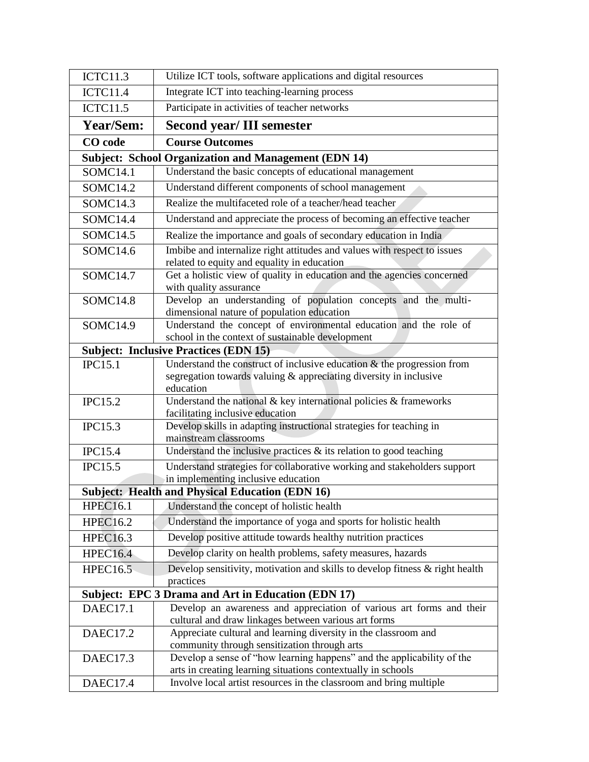| ICTC11.3 | Utilize ICT tools, software applications and digital resources |
|---|---|
| ICTC11.4 | Integrate ICT into teaching-learning process |
| ICTC11.5 | Participate in activities of teacher networks |
| **Year/Sem:** | **Second year/ III semester** |
| **CO code** | **Course Outcomes** |
| **Subject: School Organization and Management (EDN 14)** | |
| SOMC14.1 | Understand the basic concepts of educational management |
| SOMC14.2 | Understand different components of school management |
| SOMC14.3 | Realize the multifaceted role of a teacher/head teacher |
| SOMC14.4 | Understand and appreciate the process of becoming an effective teacher |
| SOMC14.5 | Realize the importance and goals of secondary education in India |
| SOMC14.6 | Imbibe and internalize right attitudes and values with respect to issues related to equity and equality in education |
| SOMC14.7 | Get a holistic view of quality in education and the agencies concerned with quality assurance |
| SOMC14.8 | Develop an understanding of population concepts and the multi-dimensional nature of population education |
| SOMC14.9 | Understand the concept of environmental education and the role of school in the context of sustainable development |
| **Subject: Inclusive Practices (EDN 15)** | |
| IPC15.1 | Understand the construct of inclusive education & the progression from segregation towards valuing & appreciating diversity in inclusive education |
| IPC15.2 | Understand the national & key international policies & frameworks facilitating inclusive education |
| IPC15.3 | Develop skills in adapting instructional strategies for teaching in mainstream classrooms |
| IPC15.4 | Understand the inclusive practices & its relation to good teaching |
| IPC15.5 | Understand strategies for collaborative working and stakeholders support in implementing inclusive education |
| **Subject: Health and Physical Education (EDN 16)** | |
| HPEC16.1 | Understand the concept of holistic health |
| HPEC16.2 | Understand the importance of yoga and sports for holistic health |
| HPEC16.3 | Develop positive attitude towards healthy nutrition practices |
| HPEC16.4 | Develop clarity on health problems, safety measures, hazards |
| HPEC16.5 | Develop sensitivity, motivation and skills to develop fitness & right health practices |
| **Subject: EPC 3 Drama and Art in Education (EDN 17)** | |
| DAEC17.1 | Develop an awareness and appreciation of various art forms and their cultural and draw linkages between various art forms |
| DAEC17.2 | Appreciate cultural and learning diversity in the classroom and community through sensitization through arts |
| DAEC17.3 | Develop a sense of "how learning happens" and the applicability of the arts in creating learning situations contextually in schools |
| DAEC17.4 | Involve local artist resources in the classroom and bring multiple |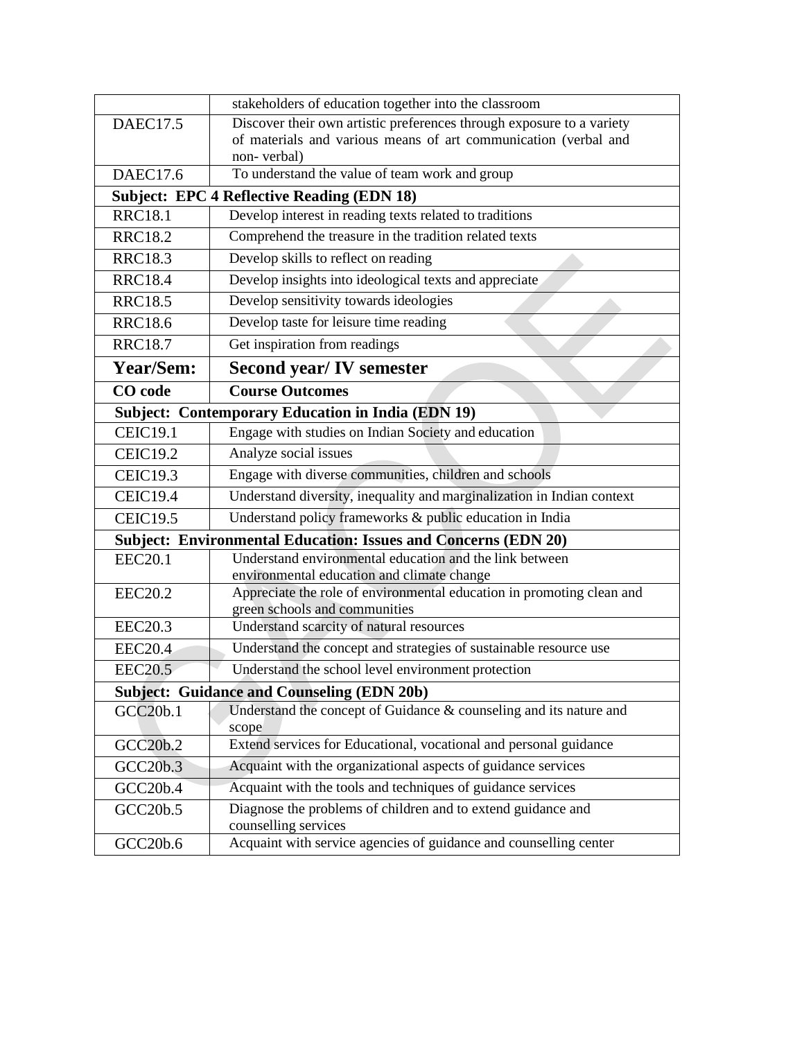| | |
|---|---|
| | stakeholders of education together into the classroom |
| DAEC17.5 | Discover their own artistic preferences through exposure to a variety of materials and various means of art communication (verbal and non- verbal) |
| DAEC17.6 | To understand the value of team work and group |
| **Subject: EPC 4 Reflective Reading (EDN 18)** | |
| RRC18.1 | Develop interest in reading texts related to traditions |
| RRC18.2 | Comprehend the treasure in the tradition related texts |
| RRC18.3 | Develop skills to reflect on reading |
| RRC18.4 | Develop insights into ideological texts and appreciate |
| RRC18.5 | Develop sensitivity towards ideologies |
| RRC18.6 | Develop taste for leisure time reading |
| RRC18.7 | Get inspiration from readings |
| **Year/Sem:** | **Second year/ IV semester** |
| **CO code** | **Course Outcomes** |
| **Subject: Contemporary Education in India (EDN 19)** | |
| CEIC19.1 | Engage with studies on Indian Society and education |
| CEIC19.2 | Analyze social issues |
| CEIC19.3 | Engage with diverse communities, children and schools |
| CEIC19.4 | Understand diversity, inequality and marginalization in Indian context |
| CEIC19.5 | Understand policy frameworks & public education in India |
| **Subject: Environmental Education: Issues and Concerns (EDN 20)** | |
| EEC20.1 | Understand environmental education and the link between environmental education and climate change |
| EEC20.2 | Appreciate the role of environmental education in promoting clean and green schools and communities |
| EEC20.3 | Understand scarcity of natural resources |
| EEC20.4 | Understand the concept and strategies of sustainable resource use |
| EEC20.5 | Understand the school level environment protection |
| **Subject: Guidance and Counseling (EDN 20b)** | |
| GCC20b.1 | Understand the concept of Guidance & counseling and its nature and scope |
| GCC20b.2 | Extend services for Educational, vocational and personal guidance |
| GCC20b.3 | Acquaint with the organizational aspects of guidance services |
| GCC20b.4 | Acquaint with the tools and techniques of guidance services |
| GCC20b.5 | Diagnose the problems of children and to extend guidance and counselling services |
| GCC20b.6 | Acquaint with service agencies of guidance and counselling center |